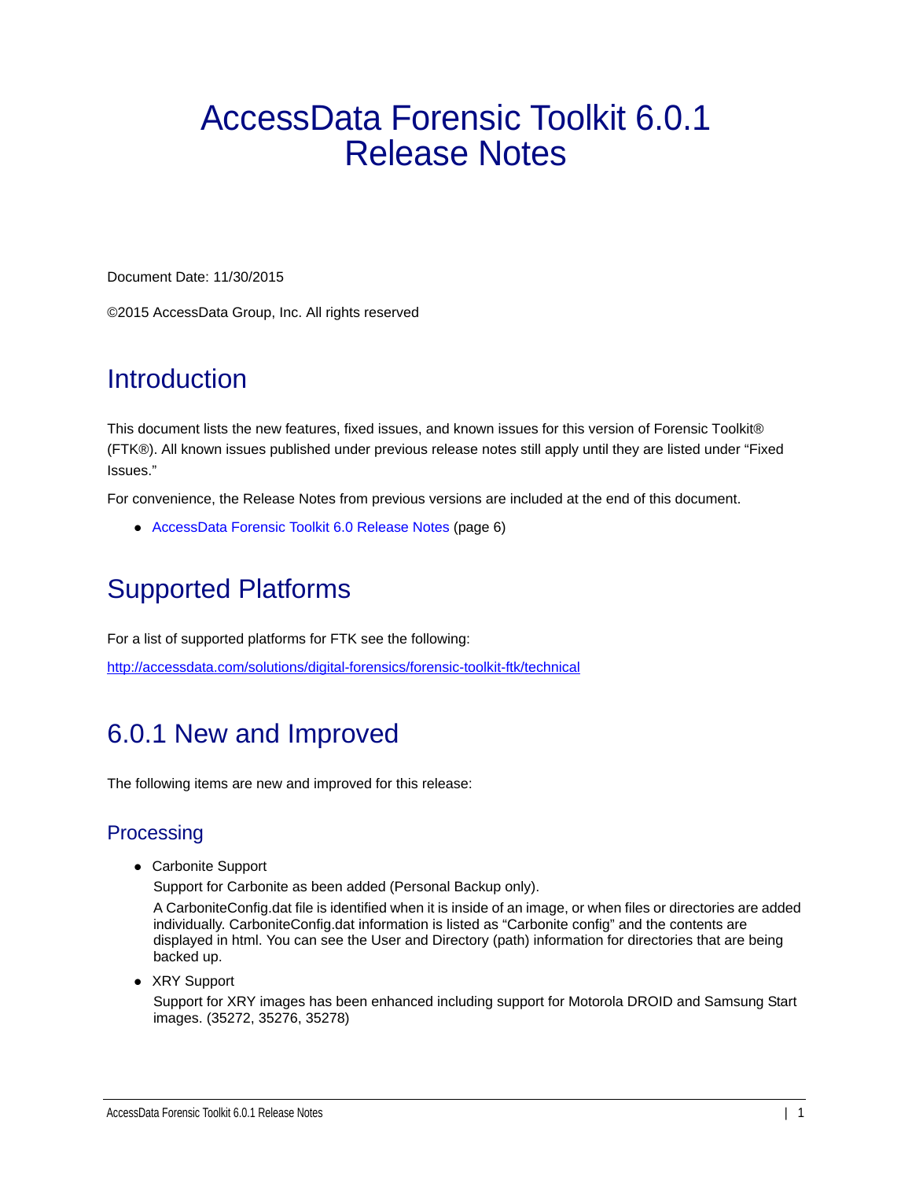# AccessData Forensic Toolkit 6.0.1 Release Notes

Document Date: 11/30/2015

©2015 AccessData Group, Inc. All rights reserved

## Introduction

This document lists the new features, fixed issues, and known issues for this version of Forensic Toolkit® (FTK®). All known issues published under previous release notes still apply until they are listed under "Fixed Issues."

For convenience, the Release Notes from previous versions are included at the end of this document.

- AccessData Forensic Toolkit 6.0 Release Notes (page 6)

## Supported Platforms

For a list of supported platforms for FTK see the following:

http://accessdata.com/solutions/digital-forensics/forensic-toolkit-ftk/technical

## 6.0.1 New and Improved

The following items are new and improved for this release:

### Processing

- Carbonite Support

  Support for Carbonite as been added (Personal Backup only).

  A CarboniteConfig.dat file is identified when it is inside of an image, or when files or directories are added individually. CarboniteConfig.dat information is listed as "Carbonite config" and the contents are displayed in html. You can see the User and Directory (path) information for directories that are being backed up.

- XRY Support

  Support for XRY images has been enhanced including support for Motorola DROID and Samsung Start images. (35272, 35276, 35278)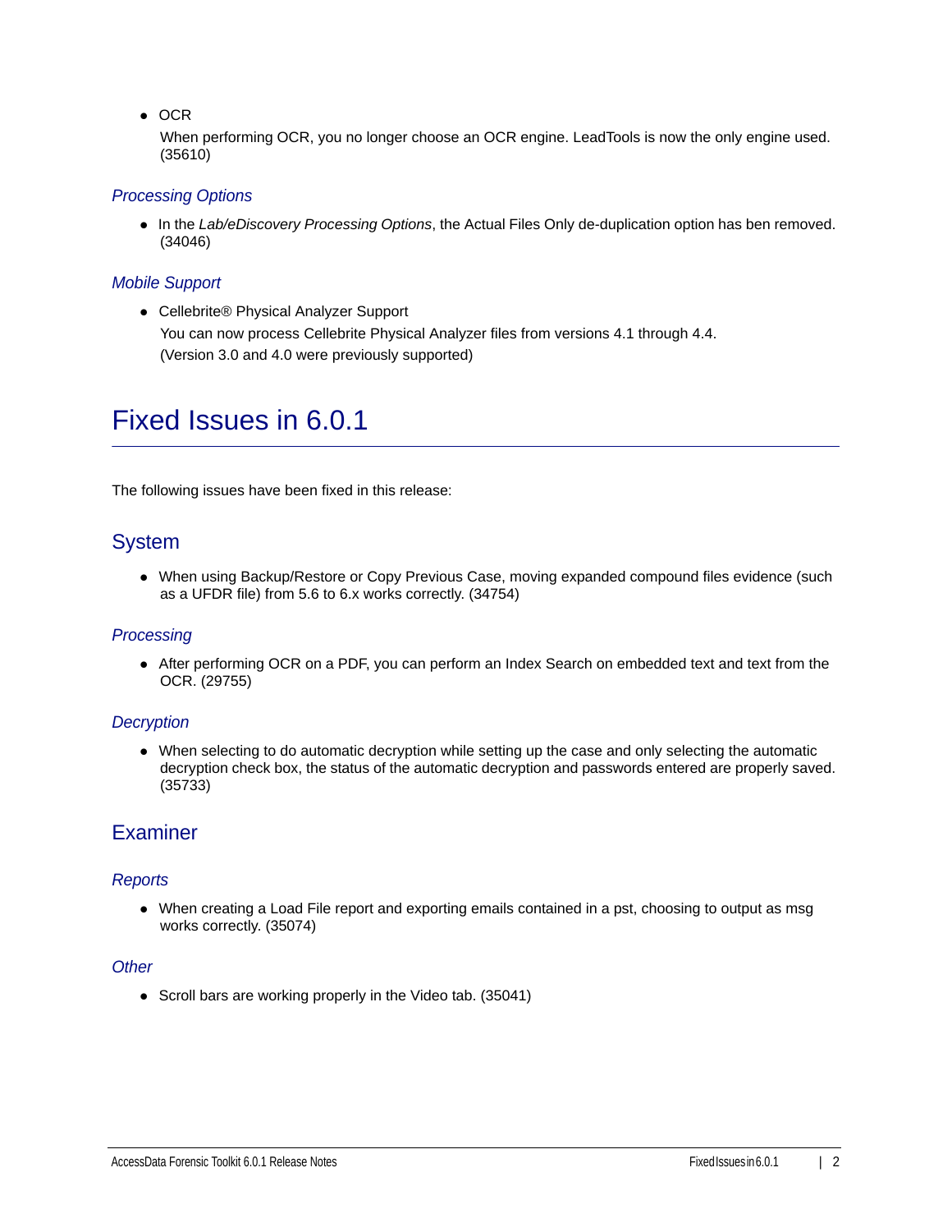- OCR

  When performing OCR, you no longer choose an OCR engine. LeadTools is now the only engine used. (35610)

### *Processing Options*

- In the *Lab/eDiscovery Processing Options*, the Actual Files Only de-duplication option has ben removed. (34046)

### *Mobile Support*

- Cellebrite® Physical Analyzer Support

  You can now process Cellebrite Physical Analyzer files from versions 4.1 through 4.4.

  (Version 3.0 and 4.0 were previously supported)

# Fixed Issues in 6.0.1

The following issues have been fixed in this release:

## System

- When using Backup/Restore or Copy Previous Case, moving expanded compound files evidence (such as a UFDR file) from 5.6 to 6.x works correctly. (34754)

### *Processing*

- After performing OCR on a PDF, you can perform an Index Search on embedded text and text from the OCR. (29755)

### *Decryption*

- When selecting to do automatic decryption while setting up the case and only selecting the automatic decryption check box, the status of the automatic decryption and passwords entered are properly saved. (35733)

## Examiner

### *Reports*

- When creating a Load File report and exporting emails contained in a pst, choosing to output as msg works correctly. (35074)

### *Other*

- Scroll bars are working properly in the Video tab. (35041)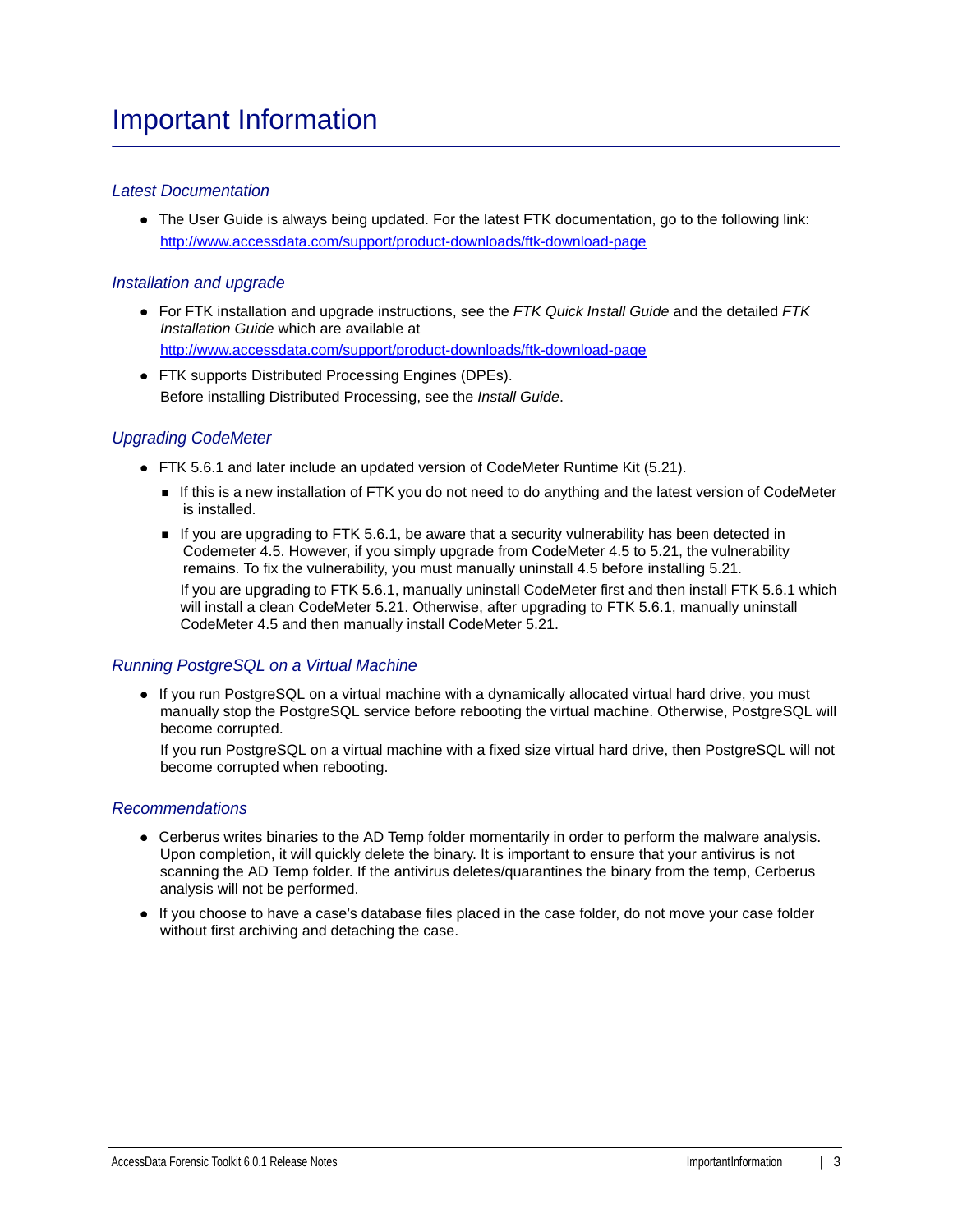# Important Information

### *Latest Documentation*

- The User Guide is always being updated. For the latest FTK documentation, go to the following link: http://www.accessdata.com/support/product-downloads/ftk-download-page

### *Installation and upgrade*

- For FTK installation and upgrade instructions, see the *FTK Quick Install Guide* and the detailed *FTK Installation Guide* which are available at http://www.accessdata.com/support/product-downloads/ftk-download-page
- FTK supports Distributed Processing Engines (DPEs).
  Before installing Distributed Processing, see the *Install Guide*.

### *Upgrading CodeMeter*

- FTK 5.6.1 and later include an updated version of CodeMeter Runtime Kit (5.21).
  - If this is a new installation of FTK you do not need to do anything and the latest version of CodeMeter is installed.
  - If you are upgrading to FTK 5.6.1, be aware that a security vulnerability has been detected in Codemeter 4.5. However, if you simply upgrade from CodeMeter 4.5 to 5.21, the vulnerability remains. To fix the vulnerability, you must manually uninstall 4.5 before installing 5.21.

    If you are upgrading to FTK 5.6.1, manually uninstall CodeMeter first and then install FTK 5.6.1 which will install a clean CodeMeter 5.21. Otherwise, after upgrading to FTK 5.6.1, manually uninstall CodeMeter 4.5 and then manually install CodeMeter 5.21.

### *Running PostgreSQL on a Virtual Machine*

- If you run PostgreSQL on a virtual machine with a dynamically allocated virtual hard drive, you must manually stop the PostgreSQL service before rebooting the virtual machine. Otherwise, PostgreSQL will become corrupted.

  If you run PostgreSQL on a virtual machine with a fixed size virtual hard drive, then PostgreSQL will not become corrupted when rebooting.

### *Recommendations*

- Cerberus writes binaries to the AD Temp folder momentarily in order to perform the malware analysis. Upon completion, it will quickly delete the binary. It is important to ensure that your antivirus is not scanning the AD Temp folder. If the antivirus deletes/quarantines the binary from the temp, Cerberus analysis will not be performed.
- If you choose to have a case's database files placed in the case folder, do not move your case folder without first archiving and detaching the case.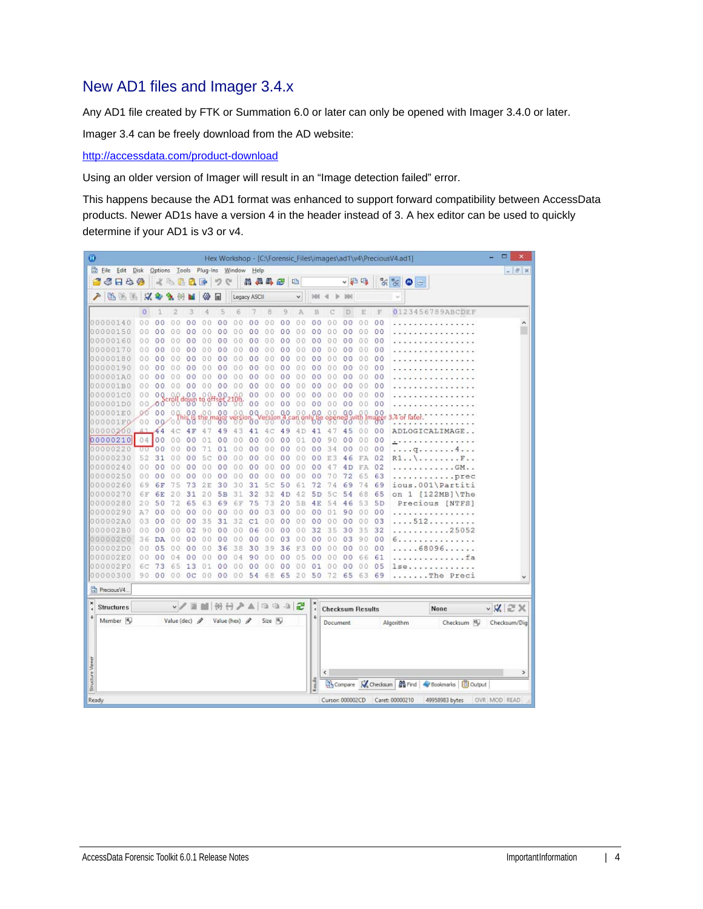## New AD1 files and Imager 3.4.x

Any AD1 file created by FTK or Summation 6.0 or later can only be opened with Imager 3.4.0 or later.

Imager 3.4 can be freely download from the AD website:

http://accessdata.com/product-download

Using an older version of Imager will result in an “Image detection failed” error.

This happens because the AD1 format was enhanced to support forward compatibility between AccessData products. Newer AD1s have a version 4 in the header instead of 3. A hex editor can be used to quickly determine if your AD1 is v3 or v4.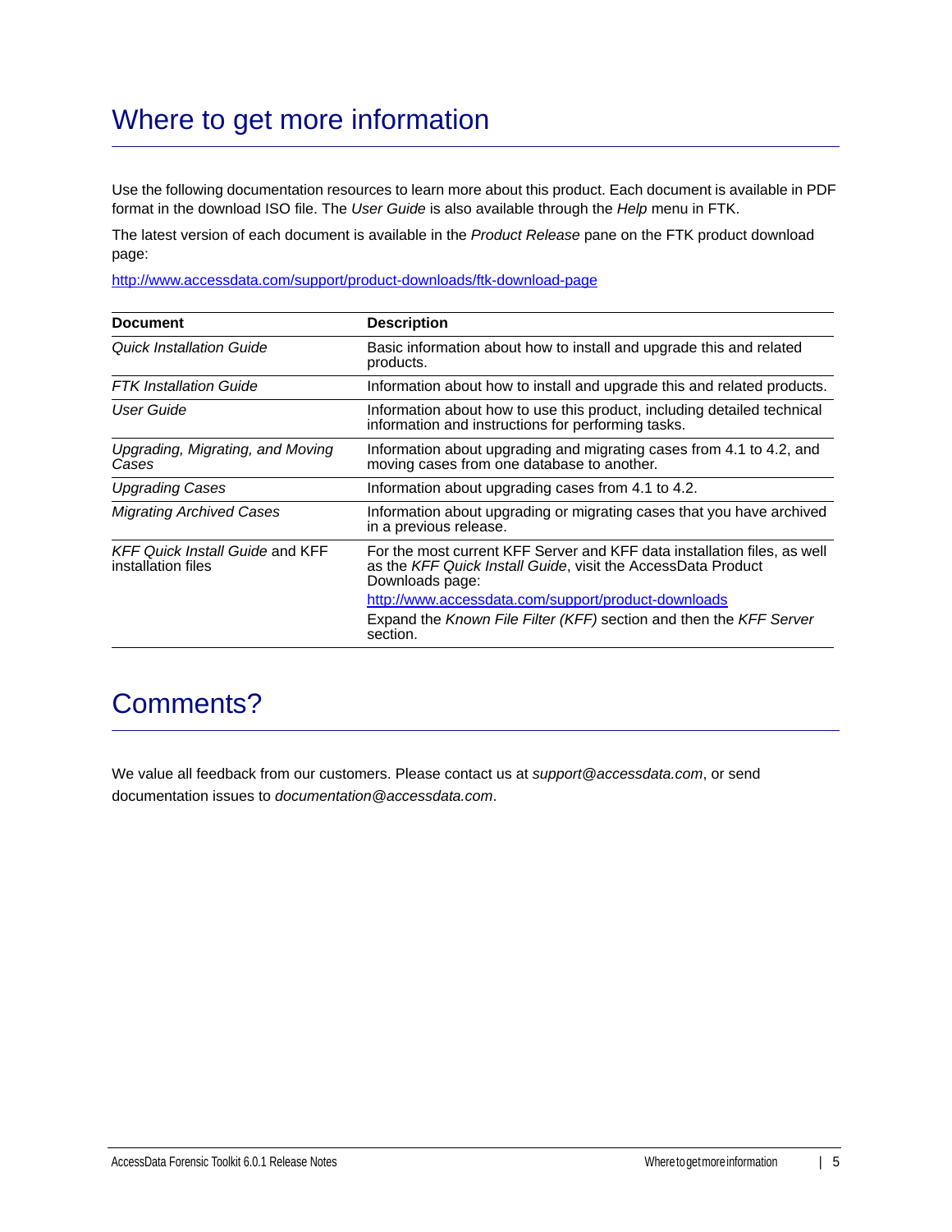# Where to get more information

Use the following documentation resources to learn more about this product. Each document is available in PDF format in the download ISO file. The *User Guide* is also available through the *Help* menu in FTK.

The latest version of each document is available in the *Product Release* pane on the FTK product download page:

http://www.accessdata.com/support/product-downloads/ftk-download-page

| Document | Description |
| --- | --- |
| *Quick Installation Guide* | Basic information about how to install and upgrade this and related products. |
| *FTK Installation Guide* | Information about how to install and upgrade this and related products. |
| *User Guide* | Information about how to use this product, including detailed technical information and instructions for performing tasks. |
| *Upgrading, Migrating, and Moving Cases* | Information about upgrading and migrating cases from 4.1 to 4.2, and moving cases from one database to another. |
| *Upgrading Cases* | Information about upgrading cases from 4.1 to 4.2. |
| *Migrating Archived Cases* | Information about upgrading or migrating cases that you have archived in a previous release. |
| *KFF Quick Install Guide* and KFF installation files | For the most current KFF Server and KFF data installation files, as well as the *KFF Quick Install Guide*, visit the AccessData Product Downloads page: http://www.accessdata.com/support/product-downloads Expand the *Known File Filter (KFF)* section and then the *KFF Server* section. |

# Comments?

We value all feedback from our customers. Please contact us at *support@accessdata.com*, or send documentation issues to *documentation@accessdata.com*.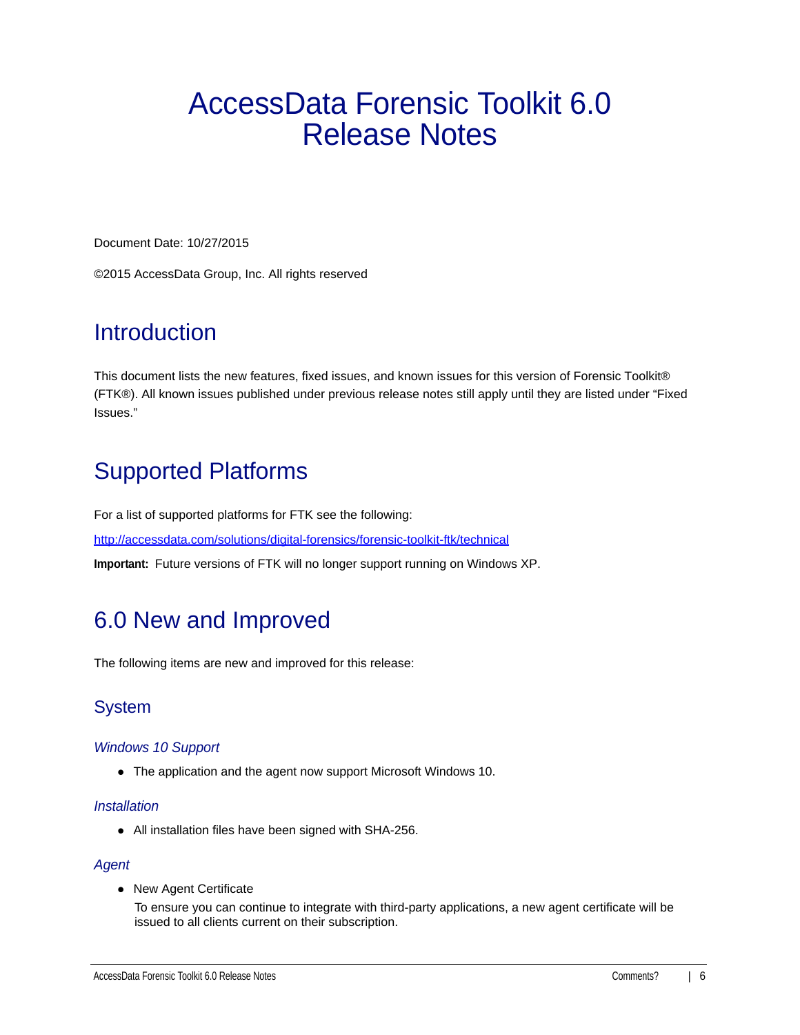# AccessData Forensic Toolkit 6.0 Release Notes

Document Date: 10/27/2015

©2015 AccessData Group, Inc. All rights reserved

## Introduction

This document lists the new features, fixed issues, and known issues for this version of Forensic Toolkit® (FTK®). All known issues published under previous release notes still apply until they are listed under “Fixed Issues.”

## Supported Platforms

For a list of supported platforms for FTK see the following:

[http://accessdata.com/solutions/digital-forensics/forensic-toolkit-ftk/technical](http://accessdata.com/solutions/digital-forensics/forensic-toolkit-ftk/technical)

**Important:** Future versions of FTK will no longer support running on Windows XP.

## 6.0 New and Improved

The following items are new and improved for this release:

### System

#### *Windows 10 Support*

- The application and the agent now support Microsoft Windows 10.

#### *Installation*

- All installation files have been signed with SHA-256.

#### *Agent*

- New Agent Certificate
  To ensure you can continue to integrate with third-party applications, a new agent certificate will be issued to all clients current on their subscription.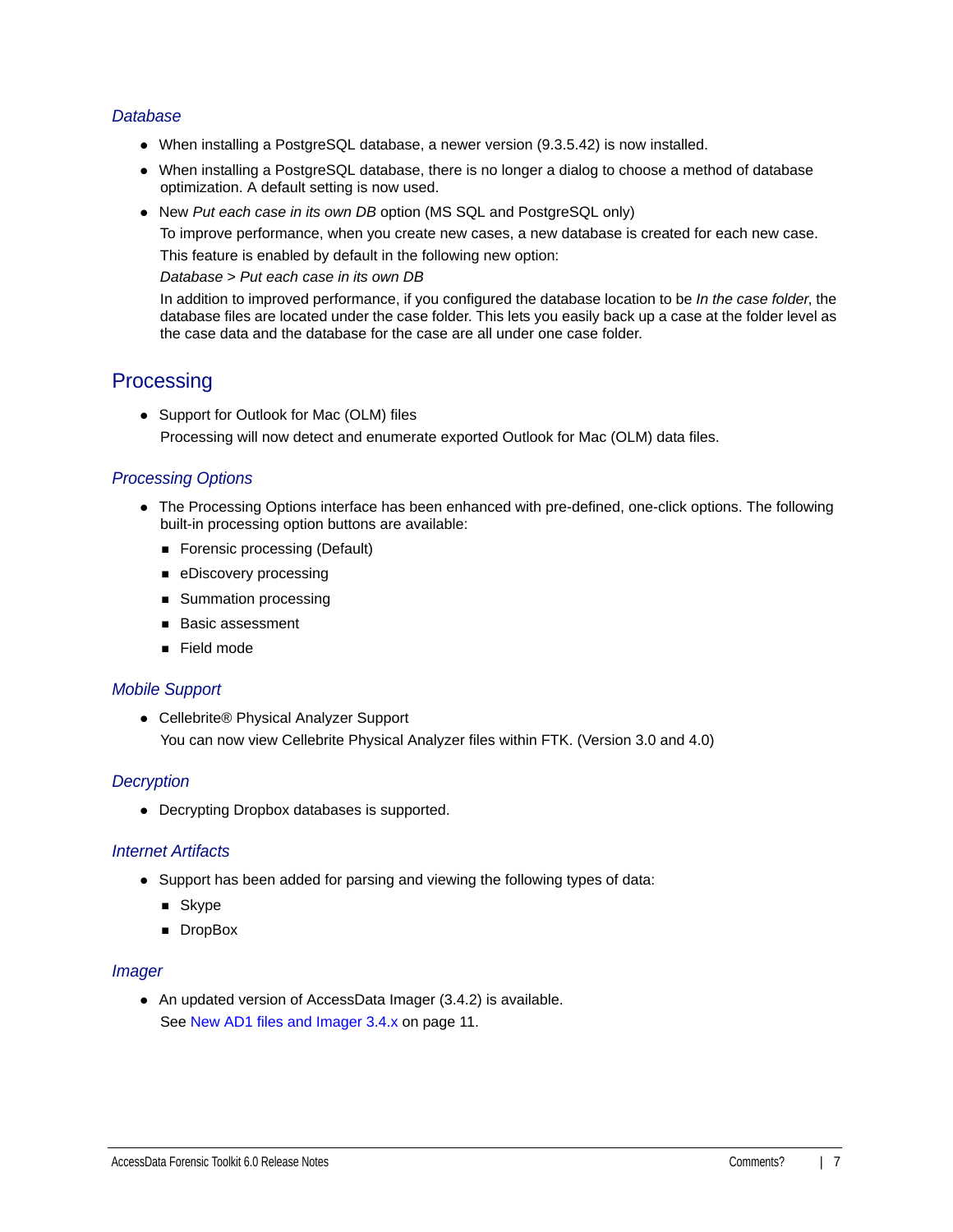### *Database*

- When installing a PostgreSQL database, a newer version (9.3.5.42) is now installed.
- When installing a PostgreSQL database, there is no longer a dialog to choose a method of database optimization. A default setting is now used.
- New *Put each case in its own DB* option (MS SQL and PostgreSQL only)

  To improve performance, when you create new cases, a new database is created for each new case.

  This feature is enabled by default in the following new option:

  *Database > Put each case in its own DB*

  In addition to improved performance, if you configured the database location to be *In the case folder*, the database files are located under the case folder. This lets you easily back up a case at the folder level as the case data and the database for the case are all under one case folder.

## Processing

- Support for Outlook for Mac (OLM) files

  Processing will now detect and enumerate exported Outlook for Mac (OLM) data files.

### *Processing Options*

- The Processing Options interface has been enhanced with pre-defined, one-click options. The following built-in processing option buttons are available:
  - Forensic processing (Default)
  - eDiscovery processing
  - Summation processing
  - Basic assessment
  - Field mode

### *Mobile Support*

- Cellebrite® Physical Analyzer Support

  You can now view Cellebrite Physical Analyzer files within FTK. (Version 3.0 and 4.0)

### *Decryption*

- Decrypting Dropbox databases is supported.

### *Internet Artifacts*

- Support has been added for parsing and viewing the following types of data:
  - Skype
  - DropBox

### *Imager*

- An updated version of AccessData Imager (3.4.2) is available.

  See New AD1 files and Imager 3.4.x on page 11.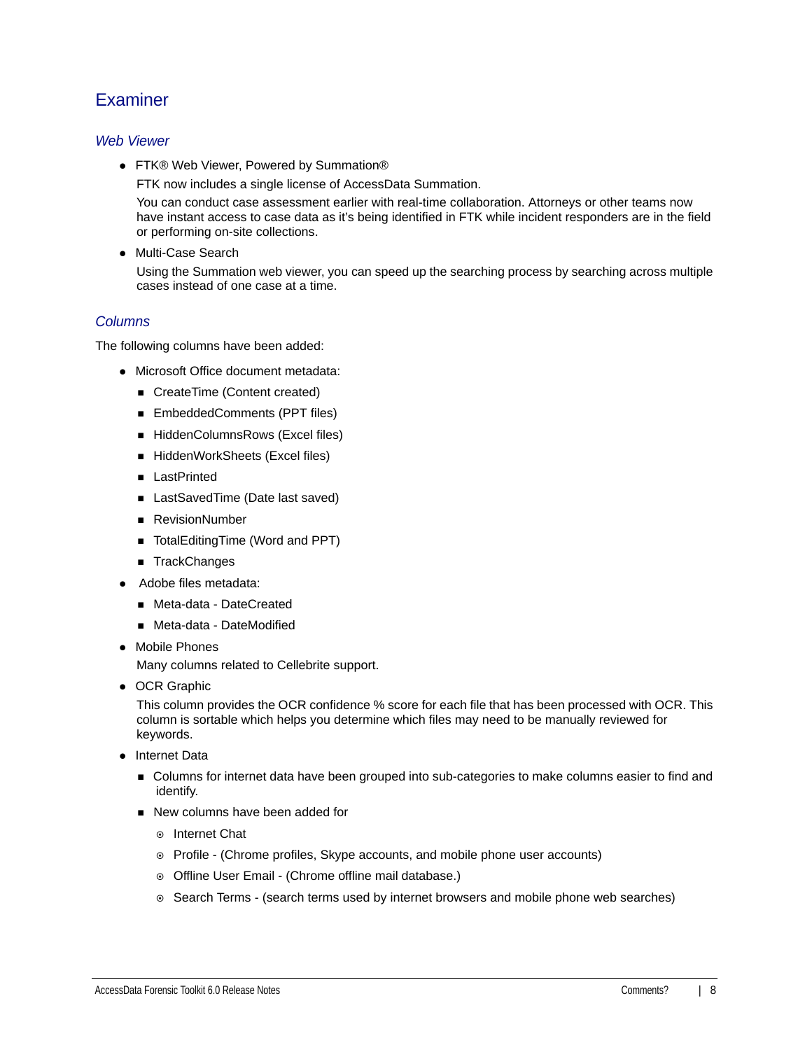## Examiner

### *Web Viewer*

- FTK® Web Viewer, Powered by Summation®

  FTK now includes a single license of AccessData Summation.

  You can conduct case assessment earlier with real-time collaboration. Attorneys or other teams now have instant access to case data as it's being identified in FTK while incident responders are in the field or performing on-site collections.

- Multi-Case Search

  Using the Summation web viewer, you can speed up the searching process by searching across multiple cases instead of one case at a time.

### *Columns*

The following columns have been added:

- Microsoft Office document metadata:
  - CreateTime (Content created)
  - EmbeddedComments (PPT files)
  - HiddenColumnsRows (Excel files)
  - HiddenWorkSheets (Excel files)
  - LastPrinted
  - LastSavedTime (Date last saved)
  - RevisionNumber
  - TotalEditingTime (Word and PPT)
  - TrackChanges
- Adobe files metadata:
  - Meta-data - DateCreated
  - Meta-data - DateModified
- Mobile Phones

  Many columns related to Cellebrite support.

- OCR Graphic

  This column provides the OCR confidence % score for each file that has been processed with OCR. This column is sortable which helps you determine which files may need to be manually reviewed for keywords.

- Internet Data
  - Columns for internet data have been grouped into sub-categories to make columns easier to find and identify.
  - New columns have been added for
    - Internet Chat
    - Profile - (Chrome profiles, Skype accounts, and mobile phone user accounts)
    - Offline User Email - (Chrome offline mail database.)
    - Search Terms - (search terms used by internet browsers and mobile phone web searches)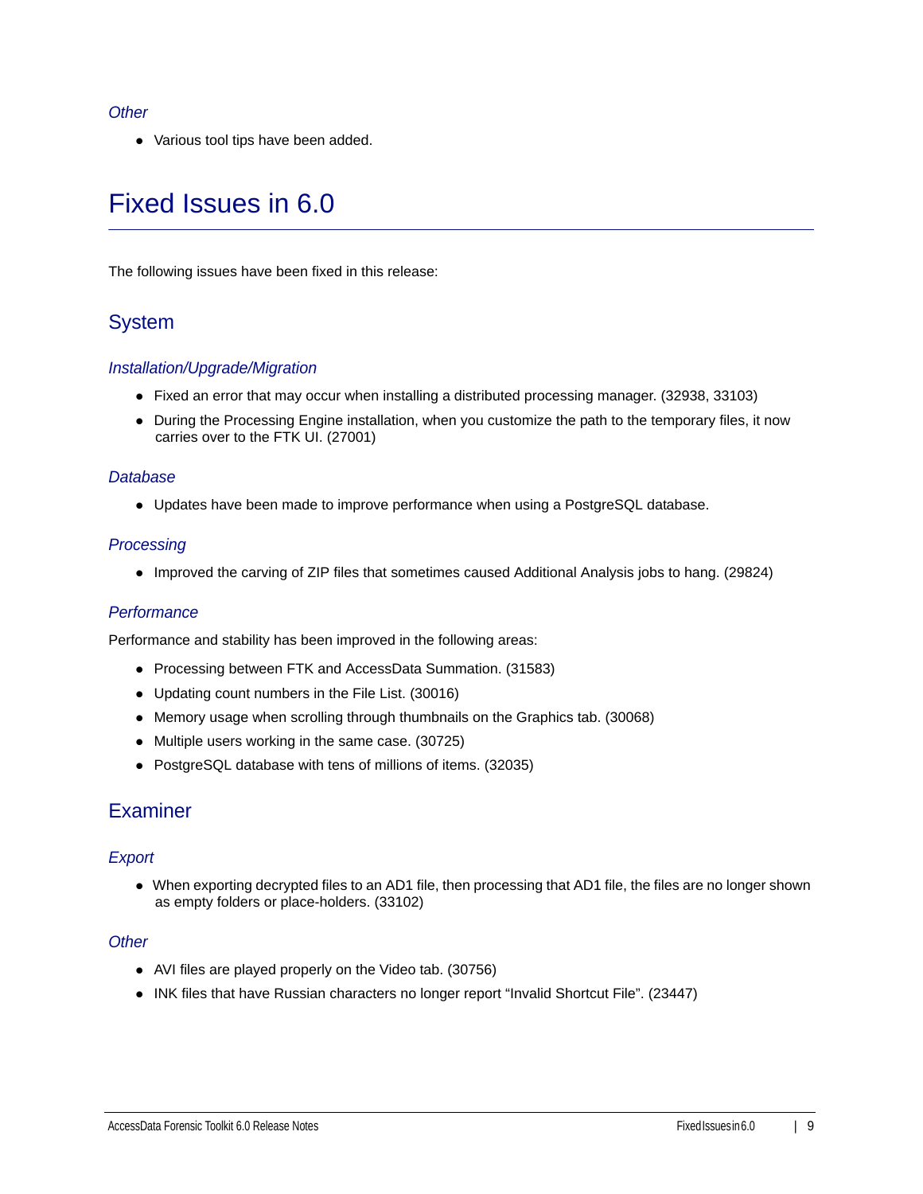### *Other*

- Various tool tips have been added.

# Fixed Issues in 6.0

The following issues have been fixed in this release:

## System

### *Installation/Upgrade/Migration*

- Fixed an error that may occur when installing a distributed processing manager. (32938, 33103)
- During the Processing Engine installation, when you customize the path to the temporary files, it now carries over to the FTK UI. (27001)

### *Database*

- Updates have been made to improve performance when using a PostgreSQL database.

### *Processing*

- Improved the carving of ZIP files that sometimes caused Additional Analysis jobs to hang. (29824)

### *Performance*

Performance and stability has been improved in the following areas:

- Processing between FTK and AccessData Summation. (31583)
- Updating count numbers in the File List. (30016)
- Memory usage when scrolling through thumbnails on the Graphics tab. (30068)
- Multiple users working in the same case. (30725)
- PostgreSQL database with tens of millions of items. (32035)

## Examiner

### *Export*

- When exporting decrypted files to an AD1 file, then processing that AD1 file, the files are no longer shown as empty folders or place-holders. (33102)

### *Other*

- AVI files are played properly on the Video tab. (30756)
- INK files that have Russian characters no longer report “Invalid Shortcut File”. (23447)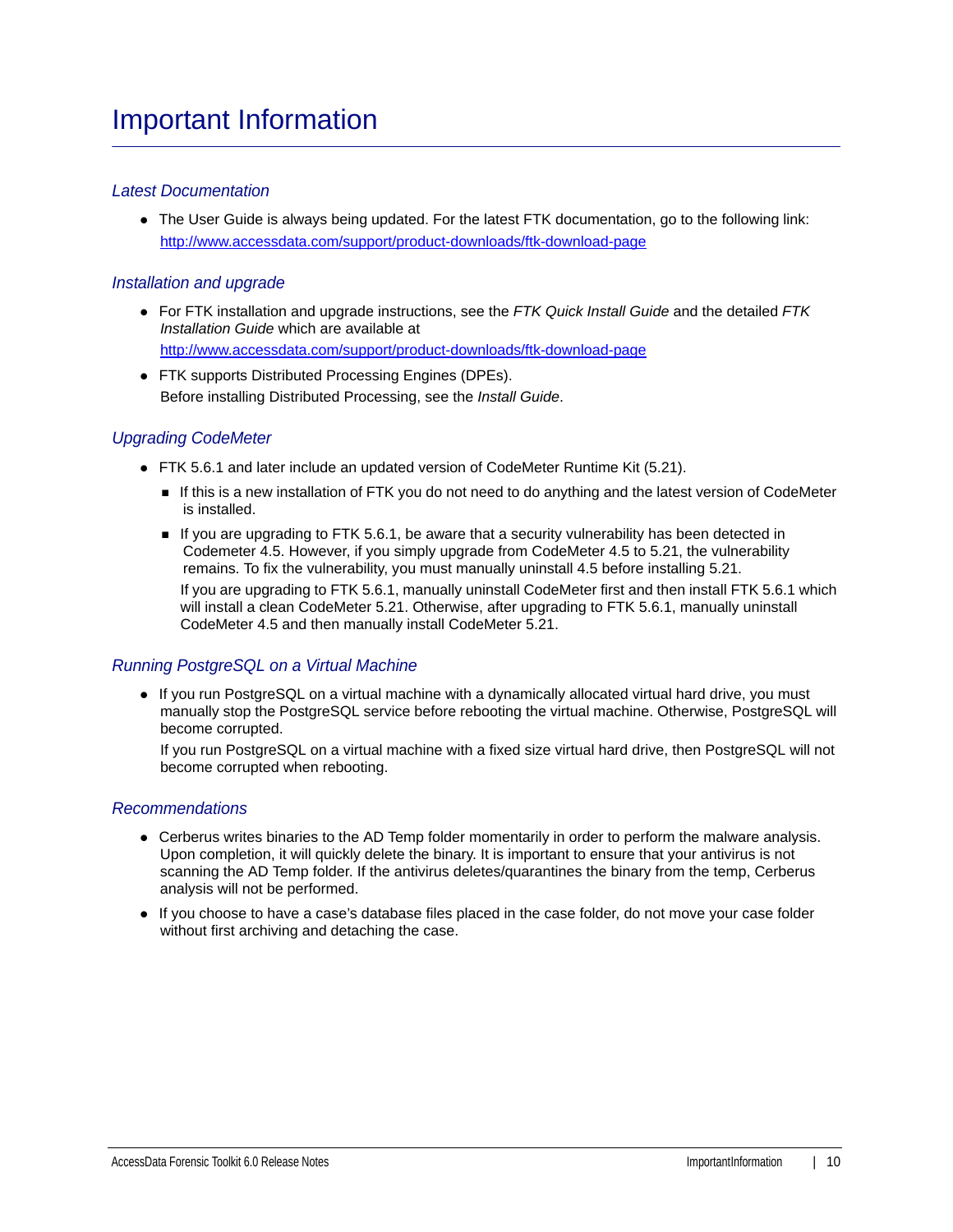# Important Information

### *Latest Documentation*

- The User Guide is always being updated. For the latest FTK documentation, go to the following link: http://www.accessdata.com/support/product-downloads/ftk-download-page

### *Installation and upgrade*

- For FTK installation and upgrade instructions, see the *FTK Quick Install Guide* and the detailed *FTK Installation Guide* which are available at http://www.accessdata.com/support/product-downloads/ftk-download-page
- FTK supports Distributed Processing Engines (DPEs).
  Before installing Distributed Processing, see the *Install Guide*.

### *Upgrading CodeMeter*

- FTK 5.6.1 and later include an updated version of CodeMeter Runtime Kit (5.21).
  - If this is a new installation of FTK you do not need to do anything and the latest version of CodeMeter is installed.
  - If you are upgrading to FTK 5.6.1, be aware that a security vulnerability has been detected in Codemeter 4.5. However, if you simply upgrade from CodeMeter 4.5 to 5.21, the vulnerability remains. To fix the vulnerability, you must manually uninstall 4.5 before installing 5.21.

    If you are upgrading to FTK 5.6.1, manually uninstall CodeMeter first and then install FTK 5.6.1 which will install a clean CodeMeter 5.21. Otherwise, after upgrading to FTK 5.6.1, manually uninstall CodeMeter 4.5 and then manually install CodeMeter 5.21.

### *Running PostgreSQL on a Virtual Machine*

- If you run PostgreSQL on a virtual machine with a dynamically allocated virtual hard drive, you must manually stop the PostgreSQL service before rebooting the virtual machine. Otherwise, PostgreSQL will become corrupted.

  If you run PostgreSQL on a virtual machine with a fixed size virtual hard drive, then PostgreSQL will not become corrupted when rebooting.

### *Recommendations*

- Cerberus writes binaries to the AD Temp folder momentarily in order to perform the malware analysis. Upon completion, it will quickly delete the binary. It is important to ensure that your antivirus is not scanning the AD Temp folder. If the antivirus deletes/quarantines the binary from the temp, Cerberus analysis will not be performed.
- If you choose to have a case's database files placed in the case folder, do not move your case folder without first archiving and detaching the case.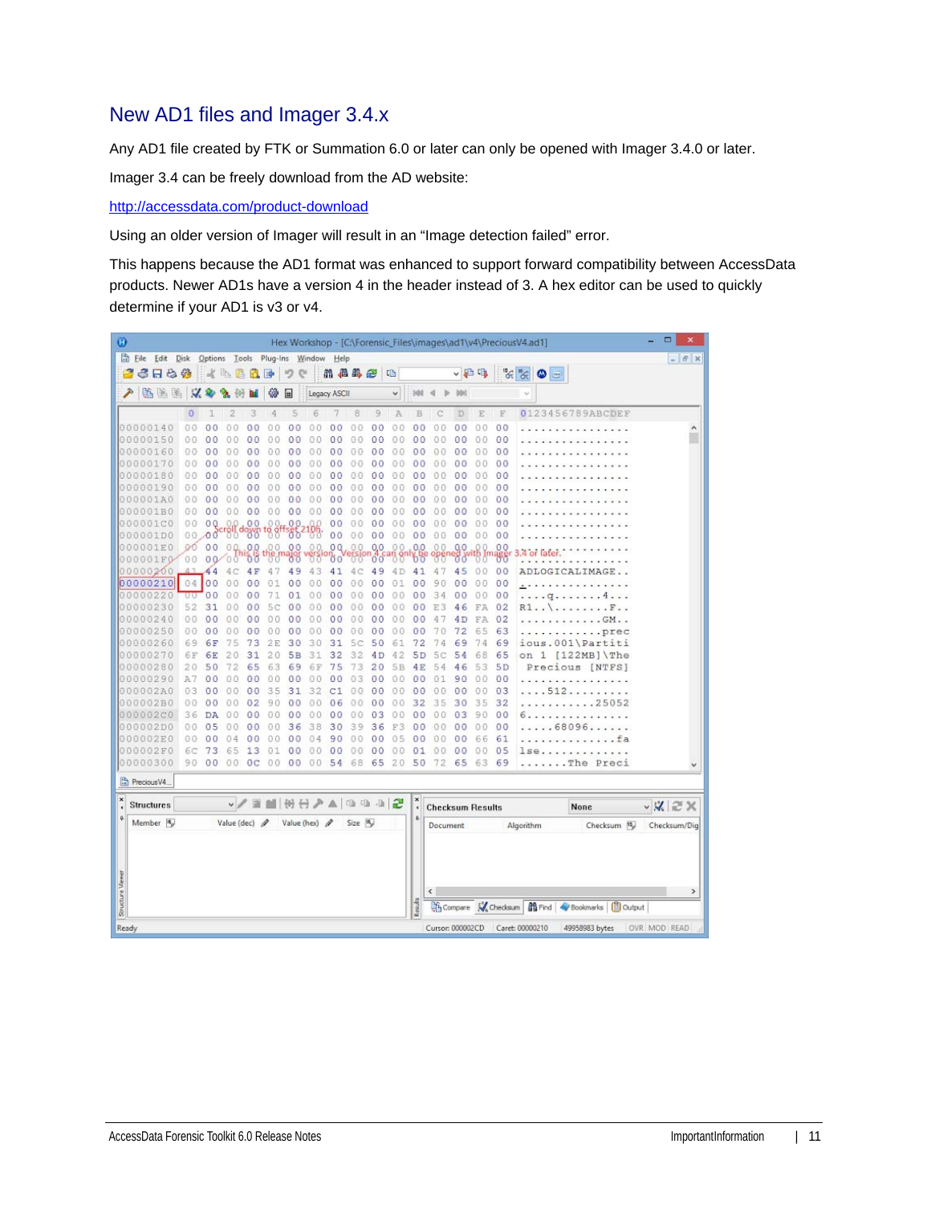## New AD1 files and Imager 3.4.x

Any AD1 file created by FTK or Summation 6.0 or later can only be opened with Imager 3.4.0 or later.

Imager 3.4 can be freely download from the AD website:

http://accessdata.com/product-download

Using an older version of Imager will result in an “Image detection failed” error.

This happens because the AD1 format was enhanced to support forward compatibility between AccessData products. Newer AD1s have a version 4 in the header instead of 3. A hex editor can be used to quickly determine if your AD1 is v3 or v4.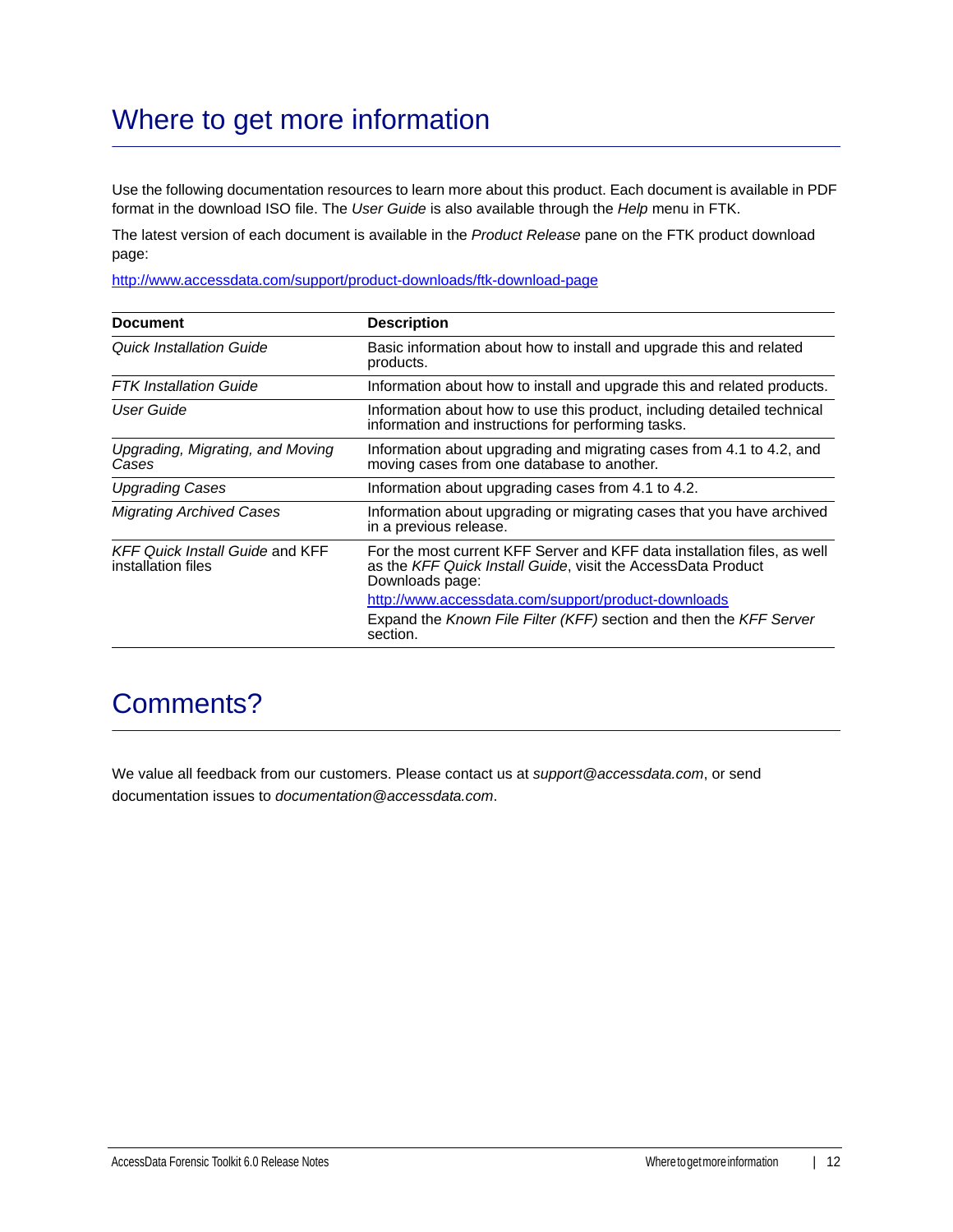# Where to get more information

Use the following documentation resources to learn more about this product. Each document is available in PDF format in the download ISO file. The *User Guide* is also available through the *Help* menu in FTK.

The latest version of each document is available in the *Product Release* pane on the FTK product download page:

http://www.accessdata.com/support/product-downloads/ftk-download-page

| Document | Description |
|---|---|
| *Quick Installation Guide* | Basic information about how to install and upgrade this and related products. |
| *FTK Installation Guide* | Information about how to install and upgrade this and related products. |
| *User Guide* | Information about how to use this product, including detailed technical information and instructions for performing tasks. |
| *Upgrading, Migrating, and Moving Cases* | Information about upgrading and migrating cases from 4.1 to 4.2, and moving cases from one database to another. |
| *Upgrading Cases* | Information about upgrading cases from 4.1 to 4.2. |
| *Migrating Archived Cases* | Information about upgrading or migrating cases that you have archived in a previous release. |
| *KFF Quick Install Guide* and KFF installation files | For the most current KFF Server and KFF data installation files, as well as the *KFF Quick Install Guide*, visit the AccessData Product Downloads page: http://www.accessdata.com/support/product-downloads Expand the *Known File Filter (KFF)* section and then the *KFF Server* section. |

# Comments?

We value all feedback from our customers. Please contact us at *support@accessdata.com*, or send documentation issues to *documentation@accessdata.com*.